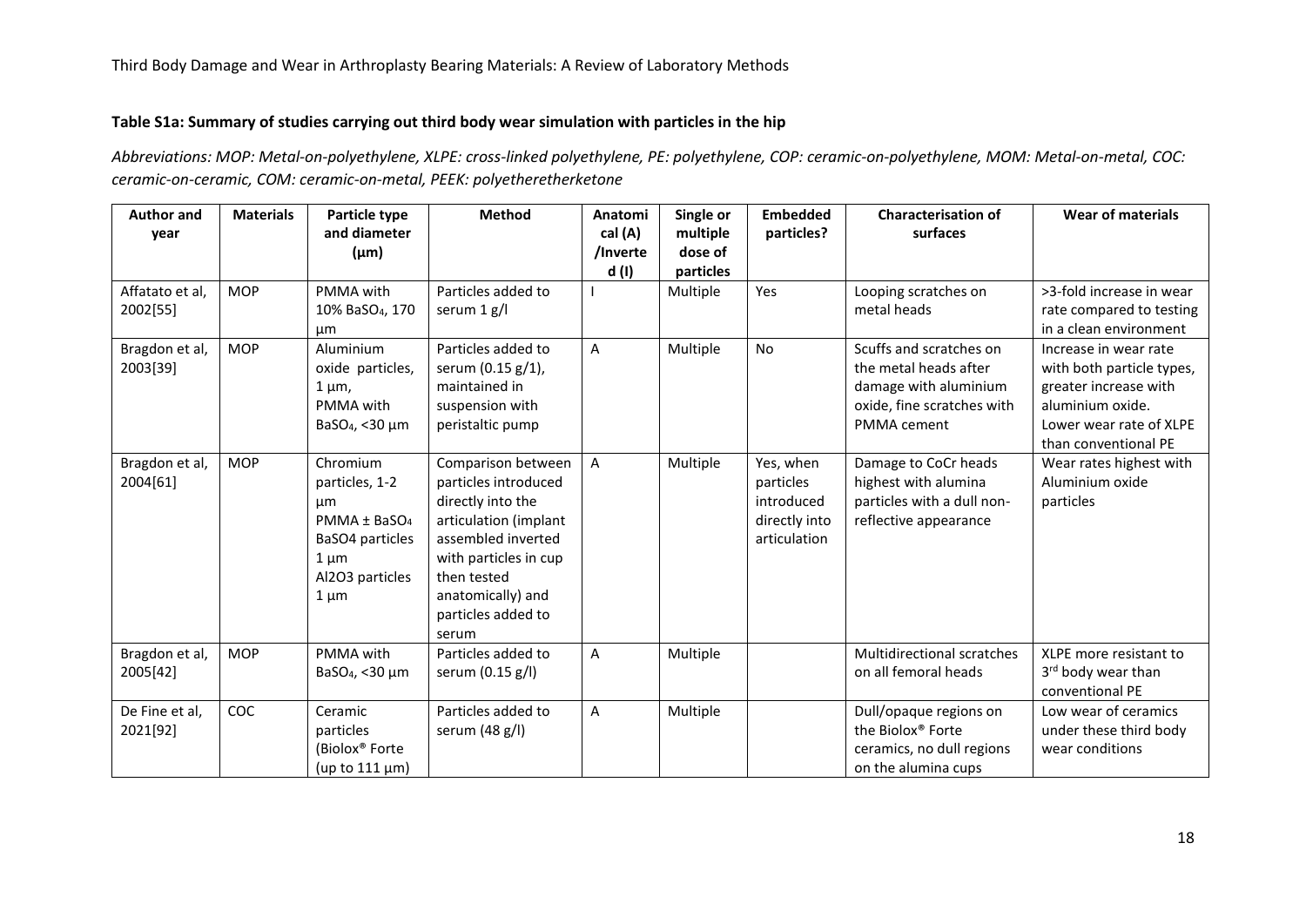### Table S1a: Summary of studies carrying out third body wear simulation with particles in the hip

*Abbreviations: MOP: Metal-on-polyethylene, XLPE: cross-linked polyethylene, PE: polyethylene, COP: ceramic-on-polyethylene, MOM: Metal-on-metal, COC: ceramic-on-ceramic, COM: ceramic-on-metal, PEEK: polyetheretherketone*

| Author and year | Materials | Particle type and diameter (µm) | Method | Anatomical (A) /Inverted (I) | Single or multiple dose of particles | Embedded particles? | Characterisation of surfaces | Wear of materials |
|---|---|---|---|---|---|---|---|---|
| Affatato et al, 2002[55] | MOP | PMMA with 10% $BaSO_4$, 170 µm | Particles added to serum 1 g/l | I | Multiple | Yes | Looping scratches on metal heads | >3-fold increase in wear rate compared to testing in a clean environment |
| Bragdon et al, 2003[39] | MOP | Aluminium oxide particles, 1 µm, PMMA with $BaSO_4$, <30 µm | Particles added to serum (0.15 g/1), maintained in suspension with peristaltic pump | A | Multiple | No | Scuffs and scratches on the metal heads after damage with aluminium oxide, fine scratches with PMMA cement | Increase in wear rate with both particle types, greater increase with aluminium oxide. Lower wear rate of XLPE than conventional PE |
| Bragdon et al, 2004[61] | MOP | Chromium particles, 1-2 µm PMMA ± $BaSO_4$ BaSO4 particles 1 µm Al2O3 particles 1 µm | Comparison between particles introduced directly into the articulation (implant assembled inverted with particles in cup then tested anatomically) and particles added to serum | A | Multiple | Yes, when particles introduced directly into articulation | Damage to CoCr heads highest with alumina particles with a dull non-reflective appearance | Wear rates highest with Aluminium oxide particles |
| Bragdon et al, 2005[42] | MOP | PMMA with $BaSO_4$, <30 µm | Particles added to serum (0.15 g/l) | A | Multiple | | Multidirectional scratches on all femoral heads | XLPE more resistant to 3rd body wear than conventional PE |
| De Fine et al, 2021[92] | COC | Ceramic particles (Biolox® Forte (up to 111 µm) | Particles added to serum (48 g/l) | A | Multiple | | Dull/opaque regions on the Biolox® Forte ceramics, no dull regions on the alumina cups | Low wear of ceramics under these third body wear conditions |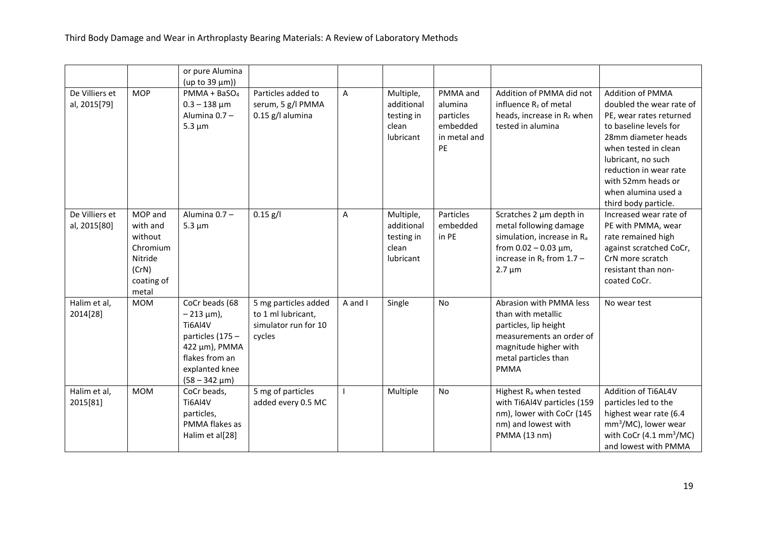| | | or pure Alumina (up to 39 µm)) | | | | | | |
|---|---|---|---|---|---|---|---|---|
| De Villiers et al, 2015[79] | MOP | PMMA + $BaSO_4$ 0.3 – 138 µm Alumina 0.7 – 5.3 µm | Particles added to serum, 5 g/l PMMA 0.15 g/l alumina | A | Multiple, additional testing in clean lubricant | PMMA and alumina particles embedded in metal and PE | Addition of PMMA did not influence $R_z$ of metal heads, increase in $R_z$ when tested in alumina | Addition of PMMA doubled the wear rate of PE, wear rates returned to baseline levels for 28mm diameter heads when tested in clean lubricant, no such reduction in wear rate with 52mm heads or when alumina used a third body particle. |
| De Villiers et al, 2015[80] | MOP and with and without Chromium Nitride (CrN) coating of metal | Alumina 0.7 – 5.3 µm | 0.15 g/l | A | Multiple, additional testing in clean lubricant | Particles embedded in PE | Scratches 2 µm depth in metal following damage simulation, increase in $R_a$ from 0.02 – 0.03 µm, increase in $R_z$ from 1.7 – 2.7 µm | Increased wear rate of PE with PMMA, wear rate remained high against scratched CoCr, CrN more scratch resistant than non-coated CoCr. |
| Halim et al, 2014[28] | MOM | CoCr beads (68 – 213 µm), Ti6Al4V particles (175 – 422 µm), PMMA flakes from an explanted knee (58 – 342 µm) | 5 mg particles added to 1 ml lubricant, simulator run for 10 cycles | A and I | Single | No | Abrasion with PMMA less than with metallic particles, lip height measurements an order of magnitude higher with metal particles than PMMA | No wear test |
| Halim et al, 2015[81] | MOM | CoCr beads, Ti6Al4V particles, PMMA flakes as Halim et al[28] | 5 mg of particles added every 0.5 MC | I | Multiple | No | Highest $R_a$ when tested with Ti6Al4V particles (159 nm), lower with CoCr (145 nm) and lowest with PMMA (13 nm) | Addition of Ti6AL4V particles led to the highest wear rate (6.4 $mm^3$/MC), lower wear with CoCr (4.1 $mm^3$/MC) and lowest with PMMA |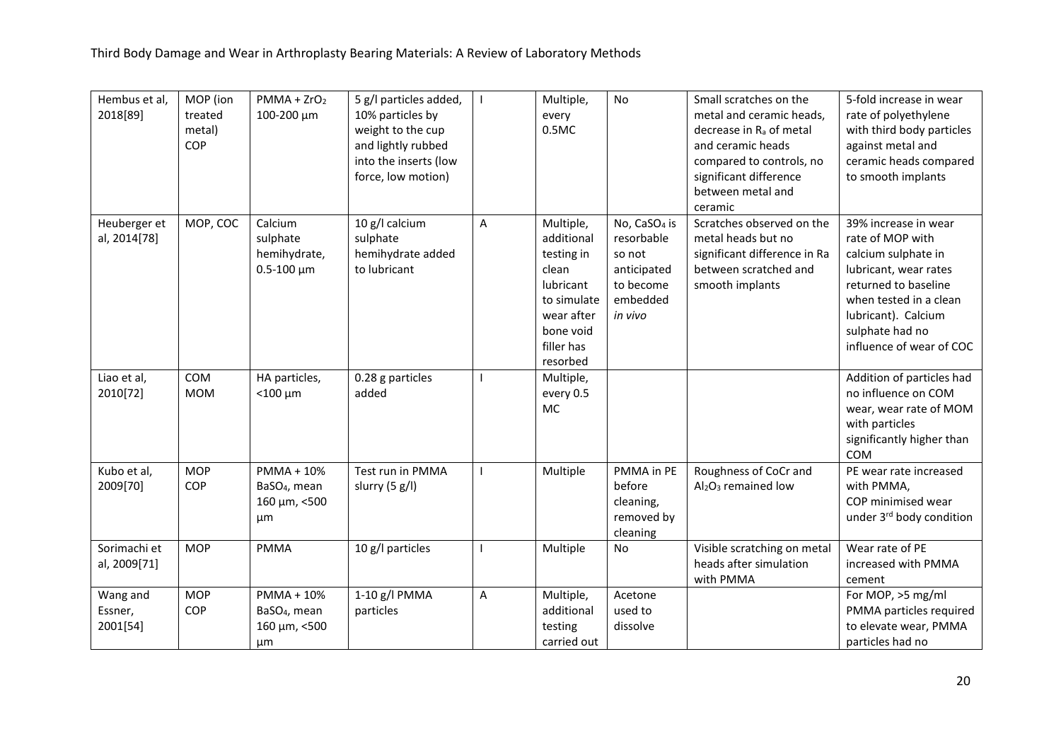| Hembus et al, 2018[89] | MOP (ion treated metal) COP | PMMA + $ZrO_2$ 100-200 µm | 5 g/l particles added, 10% particles by weight to the cup and lightly rubbed into the inserts (low force, low motion) | I | Multiple, every 0.5MC | No | Small scratches on the metal and ceramic heads, decrease in $R_a$ of metal and ceramic heads compared to controls, no significant difference between metal and ceramic | 5-fold increase in wear rate of polyethylene with third body particles against metal and ceramic heads compared to smooth implants |
|---|---|---|---|---|---|---|---|---|
| Heuberger et al, 2014[78] | MOP, COC | Calcium sulphate hemihydrate, 0.5-100 µm | 10 g/l calcium sulphate hemihydrate added to lubricant | A | Multiple, additional testing in clean lubricant to simulate wear after bone void filler has resorbed | No, $CaSO_4$ is resorbable so not anticipated to become embedded *in vivo* | Scratches observed on the metal heads but no significant difference in Ra between scratched and smooth implants | 39% increase in wear rate of MOP with calcium sulphate in lubricant, wear rates returned to baseline when tested in a clean lubricant). Calcium sulphate had no influence of wear of COC |
| Liao et al, 2010[72] | COM MOM | HA particles, <100 µm | 0.28 g particles added | I | Multiple, every 0.5 MC | | | Addition of particles had no influence on COM wear, wear rate of MOM with particles significantly higher than COM |
| Kubo et al, 2009[70] | MOP COP | PMMA + 10% $BaSO_4$, mean 160 µm, <500 µm | Test run in PMMA slurry (5 g/l) | I | Multiple | PMMA in PE before cleaning, removed by cleaning | Roughness of CoCr and $Al_2O_3$ remained low | PE wear rate increased with PMMA, COP minimised wear under 3rd body condition |
| Sorimachi et al, 2009[71] | MOP | PMMA | 10 g/l particles | I | Multiple | No | Visible scratching on metal heads after simulation with PMMA | Wear rate of PE increased with PMMA cement |
| Wang and Essner, 2001[54] | MOP COP | PMMA + 10% $BaSO_4$, mean 160 µm, <500 µm | 1-10 g/l PMMA particles | A | Multiple, additional testing carried out | Acetone used to dissolve | | For MOP, >5 mg/ml PMMA particles required to elevate wear, PMMA particles had no |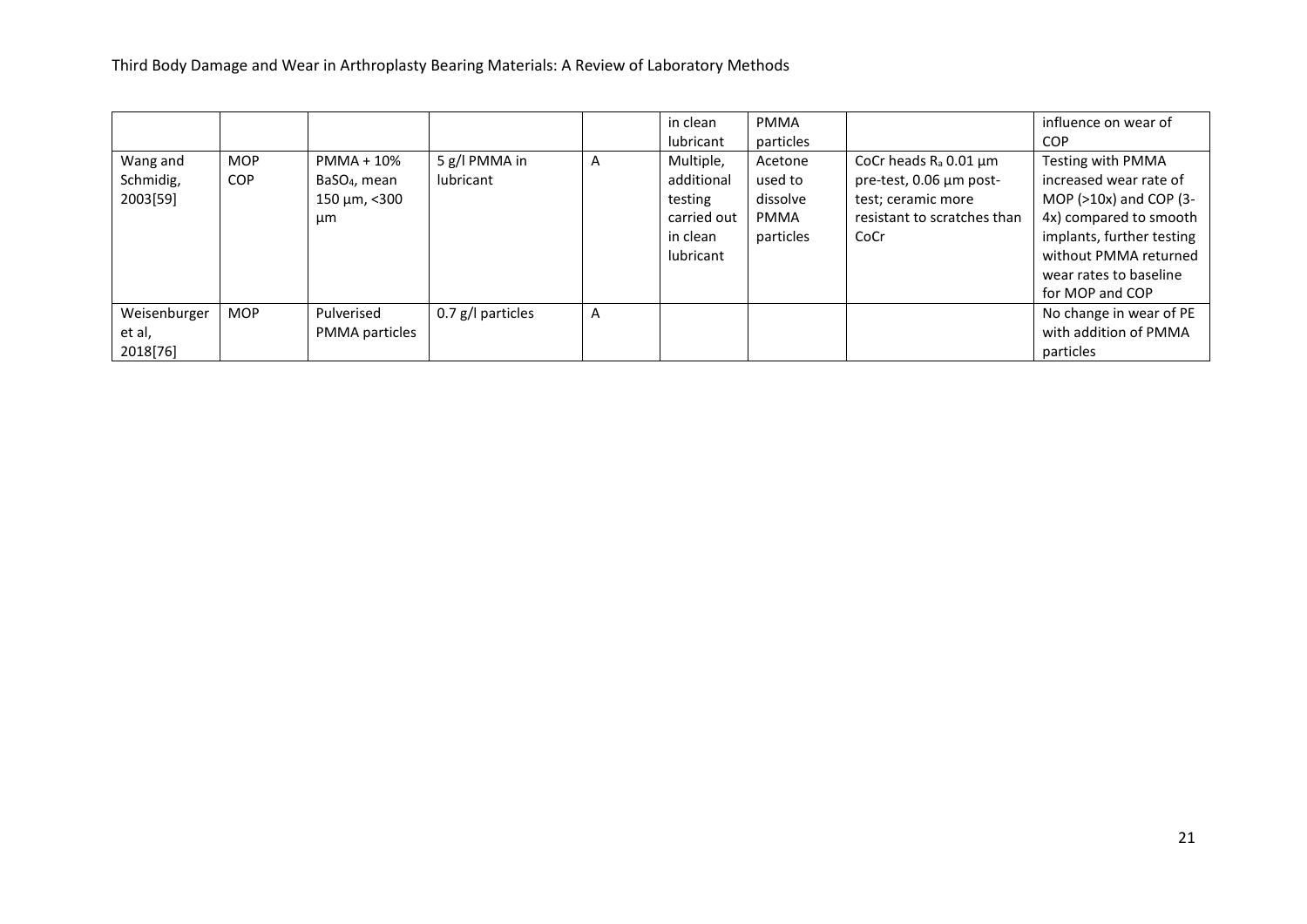| | | | | | in clean lubricant | PMMA particles | | influence on wear of COP |
|---|---|---|---|---|---|---|---|---|
| Wang and Schmidig, 2003[59] | MOP COP | PMMA + 10% $BaSO_4$, mean 150 µm, <300 µm | 5 g/l PMMA in lubricant | A | Multiple, additional testing carried out in clean lubricant | Acetone used to dissolve PMMA particles | CoCr heads $R_a$ 0.01 µm pre-test, 0.06 µm post-test; ceramic more resistant to scratches than CoCr | Testing with PMMA increased wear rate of MOP (>10x) and COP (3-4x) compared to smooth implants, further testing without PMMA returned wear rates to baseline for MOP and COP |
| Weisenburger et al, 2018[76] | MOP | Pulverised PMMA particles | 0.7 g/l particles | A | | | | No change in wear of PE with addition of PMMA particles |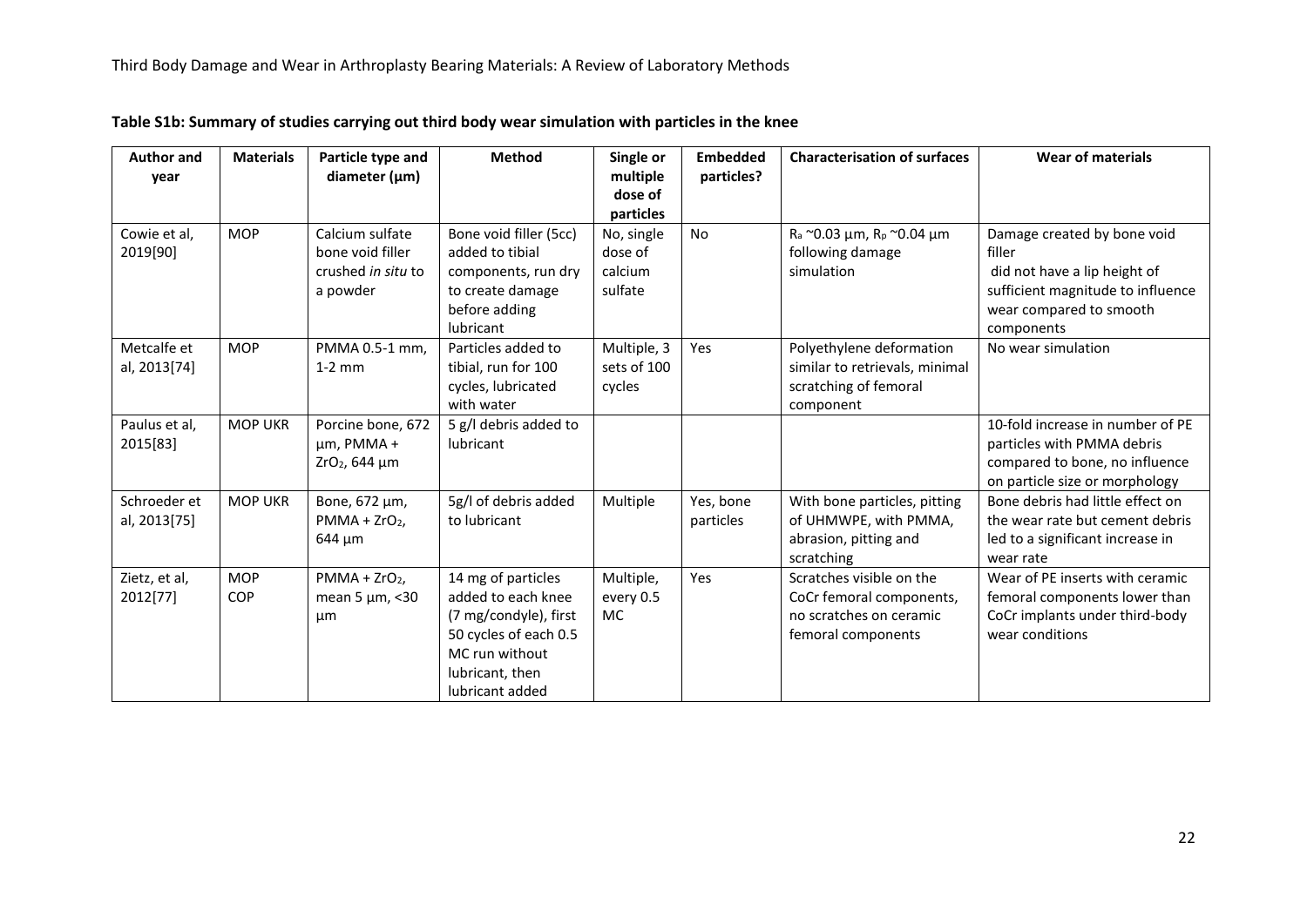**Table S1b: Summary of studies carrying out third body wear simulation with particles in the knee**

| Author and year | Materials | Particle type and diameter (µm) | Method | Single or multiple dose of particles | Embedded particles? | Characterisation of surfaces | Wear of materials |
|---|---|---|---|---|---|---|---|
| Cowie et al, 2019[90] | MOP | Calcium sulfate bone void filler crushed *in situ* to a powder | Bone void filler (5cc) added to tibial components, run dry to create damage before adding lubricant | No, single dose of calcium sulfate | No | $R_a$ ~0.03 µm, $R_p$ ~0.04 µm following damage simulation | Damage created by bone void filler did not have a lip height of sufficient magnitude to influence wear compared to smooth components |
| Metcalfe et al, 2013[74] | MOP | PMMA 0.5-1 mm, 1-2 mm | Particles added to tibial, run for 100 cycles, lubricated with water | Multiple, 3 sets of 100 cycles | Yes | Polyethylene deformation similar to retrievals, minimal scratching of femoral component | No wear simulation |
| Paulus et al, 2015[83] | MOP UKR | Porcine bone, 672 µm, PMMA + $ZrO_2$, 644 µm | 5 g/l debris added to lubricant | | | | 10-fold increase in number of PE particles with PMMA debris compared to bone, no influence on particle size or morphology |
| Schroeder et al, 2013[75] | MOP UKR | Bone, 672 µm, PMMA + $ZrO_2$, 644 µm | 5g/l of debris added to lubricant | Multiple | Yes, bone particles | With bone particles, pitting of UHMWPE, with PMMA, abrasion, pitting and scratching | Bone debris had little effect on the wear rate but cement debris led to a significant increase in wear rate |
| Zietz, et al, 2012[77] | MOP COP | PMMA + $ZrO_2$, mean 5 µm, <30 µm | 14 mg of particles added to each knee (7 mg/condyle), first 50 cycles of each 0.5 MC run without lubricant, then lubricant added | Multiple, every 0.5 MC | Yes | Scratches visible on the CoCr femoral components, no scratches on ceramic femoral components | Wear of PE inserts with ceramic femoral components lower than CoCr implants under third-body wear conditions |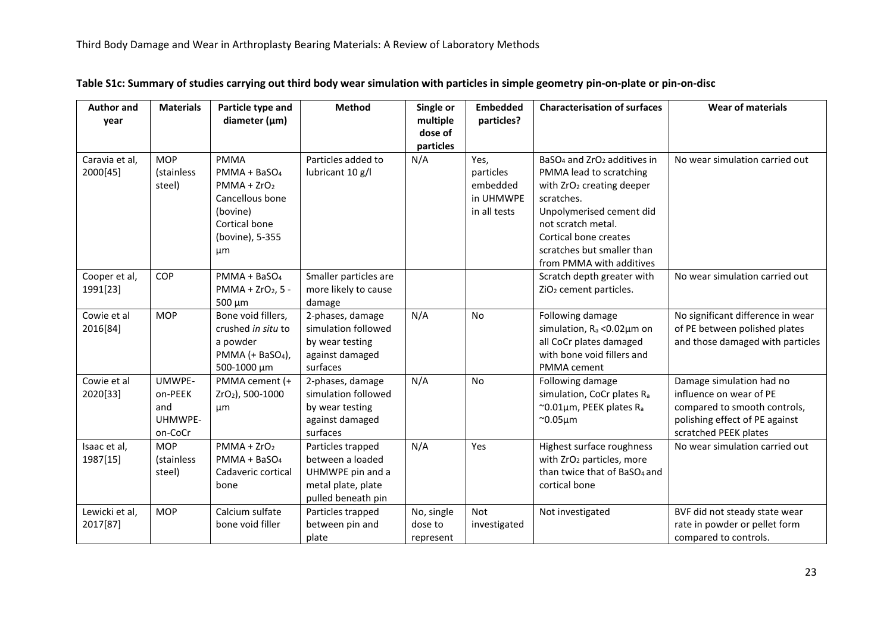**Table S1c: Summary of studies carrying out third body wear simulation with particles in simple geometry pin-on-plate or pin-on-disc**

| Author and year | Materials | Particle type and diameter (µm) | Method | Single or multiple dose of particles | Embedded particles? | Characterisation of surfaces | Wear of materials |
|---|---|---|---|---|---|---|---|
| Caravia et al, 2000[45] | MOP (stainless steel) | PMMA<br>PMMA + $BaSO_4$<br>PMMA + $ZrO_2$<br>Cancellous bone (bovine)<br>Cortical bone (bovine), 5-355 µm | Particles added to lubricant 10 g/l | N/A | Yes, particles embedded in UHMWPE in all tests | $BaSO_4$ and $ZrO_2$ additives in PMMA lead to scratching with $ZrO_2$ creating deeper scratches.<br>Unpolymerised cement did not scratch metal.<br>Cortical bone creates scratches but smaller than from PMMA with additives | No wear simulation carried out |
| Cooper et al, 1991[23] | COP | PMMA + $BaSO_4$<br>PMMA + $ZrO_2$, 5 - 500 µm | Smaller particles are more likely to cause damage | | | Scratch depth greater with $ZiO_2$ cement particles. | No wear simulation carried out |
| Cowie et al 2016[84] | MOP | Bone void fillers, crushed *in situ* to a powder<br>PMMA (+ $BaSO_4$), 500-1000 µm | 2-phases, damage simulation followed by wear testing against damaged surfaces | N/A | No | Following damage simulation, $R_a$ <0.02µm on all CoCr plates damaged with bone void fillers and PMMA cement | No significant difference in wear of PE between polished plates and those damaged with particles |
| Cowie et al 2020[33] | UMWPE-on-PEEK and UHMWPE-on-CoCr | PMMA cement (+ $ZrO_2$), 500-1000 µm | 2-phases, damage simulation followed by wear testing against damaged surfaces | N/A | No | Following damage simulation, CoCr plates $R_a$ ~0.01µm, PEEK plates $R_a$ ~0.05µm | Damage simulation had no influence on wear of PE compared to smooth controls, polishing effect of PE against scratched PEEK plates |
| Isaac et al, 1987[15] | MOP (stainless steel) | PMMA + $ZrO_2$<br>PMMA + $BaSO_4$<br>Cadaveric cortical bone | Particles trapped between a loaded UHMWPE pin and a metal plate, plate pulled beneath pin | N/A | Yes | Highest surface roughness with $ZrO_2$ particles, more than twice that of $BaSO_4$ and cortical bone | No wear simulation carried out |
| Lewicki et al, 2017[87] | MOP | Calcium sulfate bone void filler | Particles trapped between pin and plate | No, single dose to represent | Not investigated | Not investigated | BVF did not steady state wear rate in powder or pellet form compared to controls. |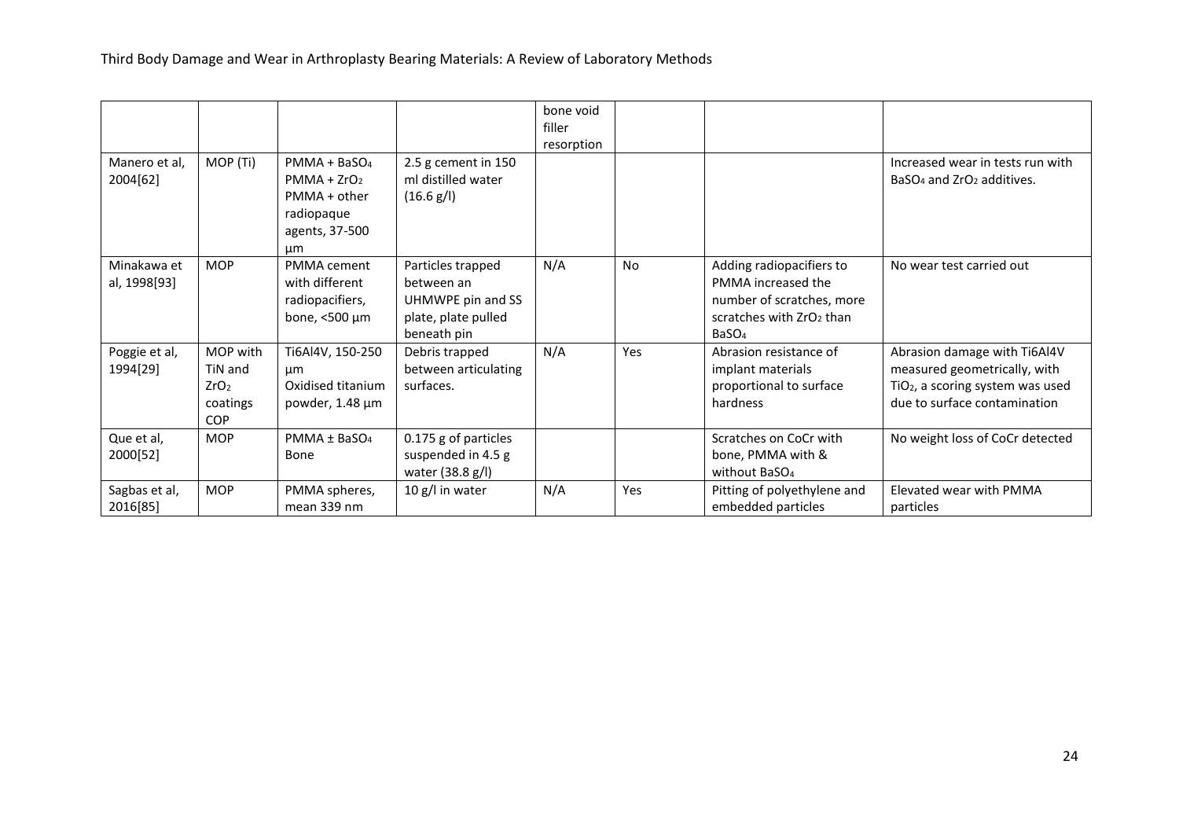|  |  |  |  | bone void filler resorption |  |  |  |
|---|---|---|---|---|---|---|---|
| Manero et al, 2004[62] | MOP (Ti) | PMMA + $BaSO_4$ PMMA + $ZrO_2$ PMMA + other radiopaque agents, 37-500 µm | 2.5 g cement in 150 ml distilled water (16.6 g/l) |  |  |  | Increased wear in tests run with $BaSO_4$ and $ZrO_2$ additives. |
| Minakawa et al, 1998[93] | MOP | PMMA cement with different radiopacifiers, bone, <500 µm | Particles trapped between an UHMWPE pin and SS plate, plate pulled beneath pin | N/A | No | Adding radiopacifiers to PMMA increased the number of scratches, more scratches with $ZrO_2$ than $BaSO_4$ | No wear test carried out |
| Poggie et al, 1994[29] | MOP with TiN and $ZrO_2$ coatings COP | Ti6Al4V, 150-250 µm Oxidised titanium powder, 1.48 µm | Debris trapped between articulating surfaces. | N/A | Yes | Abrasion resistance of implant materials proportional to surface hardness | Abrasion damage with Ti6Al4V measured geometrically, with $TiO_2$, a scoring system was used due to surface contamination |
| Que et al, 2000[52] | MOP | PMMA ± $BaSO_4$ Bone | 0.175 g of particles suspended in 4.5 g water (38.8 g/l) |  |  | Scratches on CoCr with bone, PMMA with & without $BaSO_4$ | No weight loss of CoCr detected |
| Sagbas et al, 2016[85] | MOP | PMMA spheres, mean 339 nm | 10 g/l in water | N/A | Yes | Pitting of polyethylene and embedded particles | Elevated wear with PMMA particles |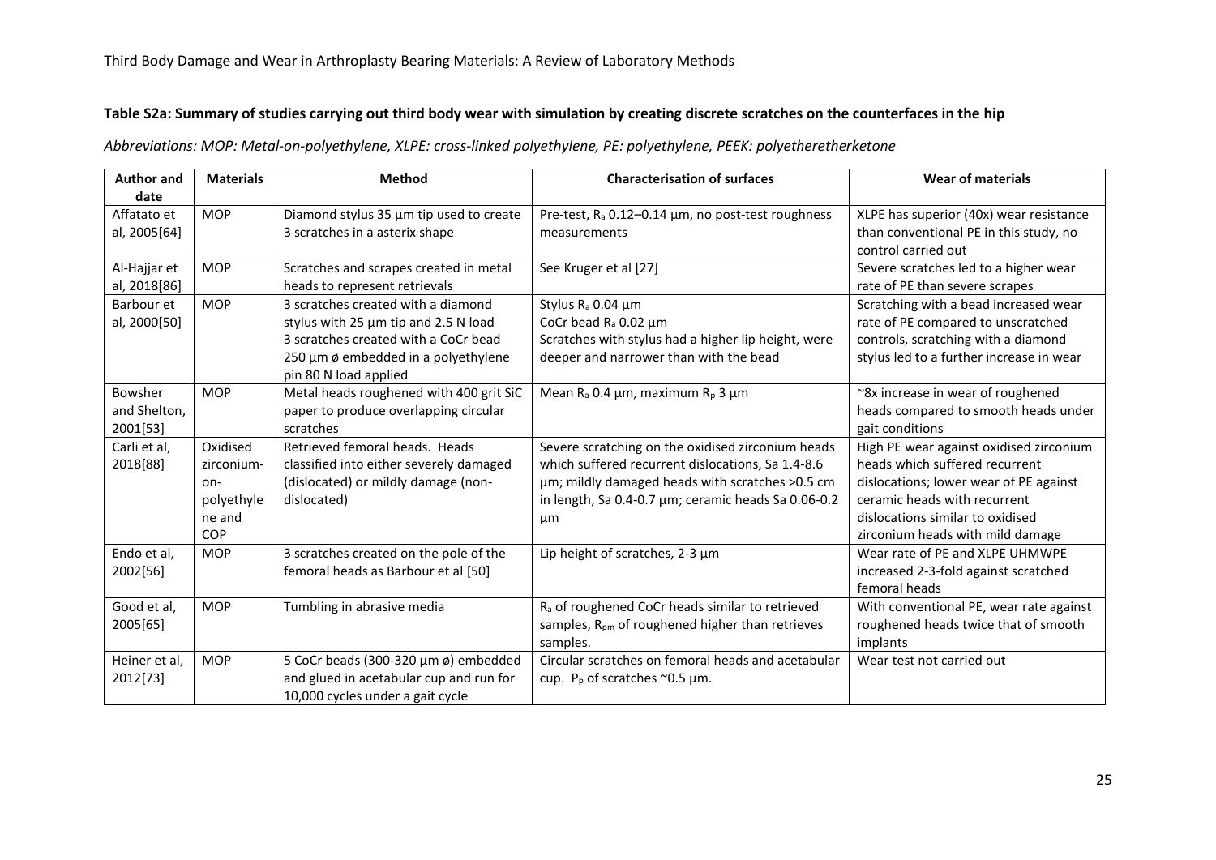**Table S2a: Summary of studies carrying out third body wear with simulation by creating discrete scratches on the counterfaces in the hip**

*Abbreviations: MOP: Metal-on-polyethylene, XLPE: cross-linked polyethylene, PE: polyethylene, PEEK: polyetheretherketone*

| Author and date | Materials | Method | Characterisation of surfaces | Wear of materials |
|---|---|---|---|---|
| Affatato et al, 2005[64] | MOP | Diamond stylus 35 µm tip used to create 3 scratches in a asterix shape | Pre-test, $R_a$ 0.12–0.14 µm, no post-test roughness measurements | XLPE has superior (40x) wear resistance than conventional PE in this study, no control carried out |
| Al-Hajjar et al, 2018[86] | MOP | Scratches and scrapes created in metal heads to represent retrievals | See Kruger et al [27] | Severe scratches led to a higher wear rate of PE than severe scrapes |
| Barbour et al, 2000[50] | MOP | 3 scratches created with a diamond stylus with 25 µm tip and 2.5 N load 3 scratches created with a CoCr bead 250 µm ø embedded in a polyethylene pin 80 N load applied | Stylus $R_a$ 0.04 µm CoCr bead $R_a$ 0.02 µm Scratches with stylus had a higher lip height, were deeper and narrower than with the bead | Scratching with a bead increased wear rate of PE compared to unscratched controls, scratching with a diamond stylus led to a further increase in wear |
| Bowsher and Shelton, 2001[53] | MOP | Metal heads roughened with 400 grit SiC paper to produce overlapping circular scratches | Mean $R_a$ 0.4 µm, maximum $R_p$ 3 µm | ~8x increase in wear of roughened heads compared to smooth heads under gait conditions |
| Carli et al, 2018[88] | Oxidised zirconium-on-polyethylene and COP | Retrieved femoral heads. Heads classified into either severely damaged (dislocated) or mildly damage (non-dislocated) | Severe scratching on the oxidised zirconium heads which suffered recurrent dislocations, Sa 1.4-8.6 µm; mildly damaged heads with scratches >0.5 cm in length, Sa 0.4-0.7 µm; ceramic heads Sa 0.06-0.2 µm | High PE wear against oxidised zirconium heads which suffered recurrent dislocations; lower wear of PE against ceramic heads with recurrent dislocations similar to oxidised zirconium heads with mild damage |
| Endo et al, 2002[56] | MOP | 3 scratches created on the pole of the femoral heads as Barbour et al [50] | Lip height of scratches, 2-3 µm | Wear rate of PE and XLPE UHMWPE increased 2-3-fold against scratched femoral heads |
| Good et al, 2005[65] | MOP | Tumbling in abrasive media | $R_a$ of roughened CoCr heads similar to retrieved samples, $R_{pm}$ of roughened higher than retrieves samples. | With conventional PE, wear rate against roughened heads twice that of smooth implants |
| Heiner et al, 2012[73] | MOP | 5 CoCr beads (300-320 µm ø) embedded and glued in acetabular cup and run for 10,000 cycles under a gait cycle | Circular scratches on femoral heads and acetabular cup. $P_p$ of scratches ~0.5 µm. | Wear test not carried out |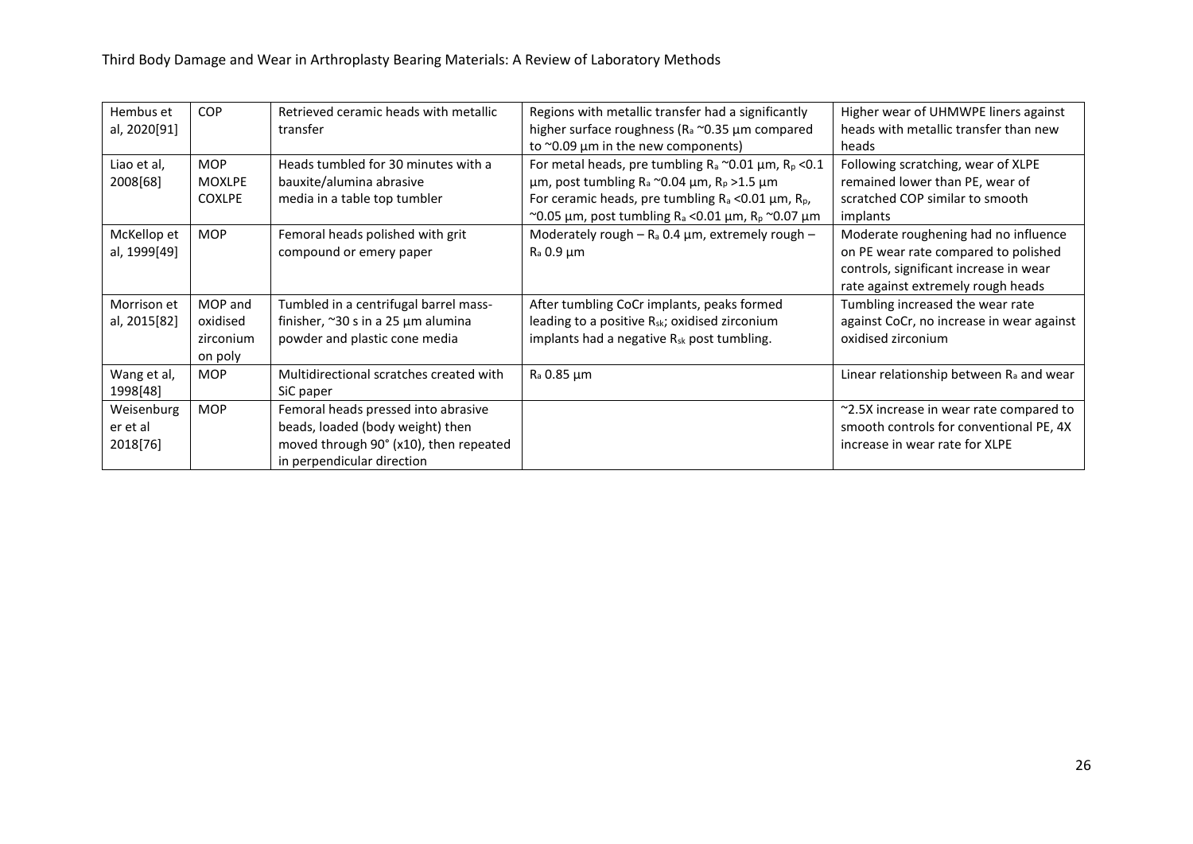| Hembus et al, 2020[91] | COP | Retrieved ceramic heads with metallic transfer | Regions with metallic transfer had a significantly higher surface roughness ($R_a$ ~0.35 µm compared to ~0.09 µm in the new components) | Higher wear of UHMWPE liners against heads with metallic transfer than new heads |
|---|---|---|---|---|
| Liao et al, 2008[68] | MOP MOXLPE COXLPE | Heads tumbled for 30 minutes with a bauxite/alumina abrasive media in a table top tumbler | For metal heads, pre tumbling $R_a$ ~0.01 µm, $R_p$ <0.1 µm, post tumbling $R_a$ ~0.04 µm, $R_p$ >1.5 µm For ceramic heads, pre tumbling $R_a$ <0.01 µm, $R_p$, ~0.05 µm, post tumbling $R_a$ <0.01 µm, $R_p$ ~0.07 µm | Following scratching, wear of XLPE remained lower than PE, wear of scratched COP similar to smooth implants |
| McKellop et al, 1999[49] | MOP | Femoral heads polished with grit compound or emery paper | Moderately rough – $R_a$ 0.4 µm, extremely rough – $R_a$ 0.9 µm | Moderate roughening had no influence on PE wear rate compared to polished controls, significant increase in wear rate against extremely rough heads |
| Morrison et al, 2015[82] | MOP and oxidised zirconium on poly | Tumbled in a centrifugal barrel mass-finisher, ~30 s in a 25 µm alumina powder and plastic cone media | After tumbling CoCr implants, peaks formed leading to a positive $R_{sk}$; oxidised zirconium implants had a negative $R_{sk}$ post tumbling. | Tumbling increased the wear rate against CoCr, no increase in wear against oxidised zirconium |
| Wang et al, 1998[48] | MOP | Multidirectional scratches created with SiC paper | $R_a$ 0.85 µm | Linear relationship between $R_a$ and wear |
| Weisenburger et al 2018[76] | MOP | Femoral heads pressed into abrasive beads, loaded (body weight) then moved through 90° (x10), then repeated in perpendicular direction | | ~2.5X increase in wear rate compared to smooth controls for conventional PE, 4X increase in wear rate for XLPE |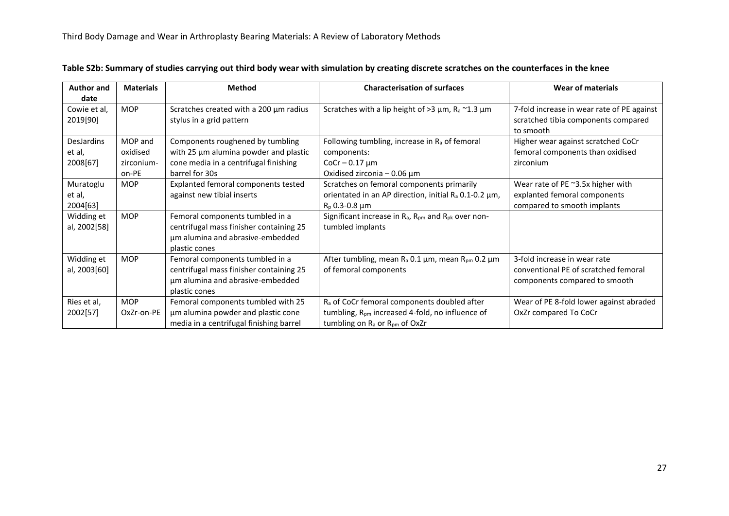**Table S2b: Summary of studies carrying out third body wear with simulation by creating discrete scratches on the counterfaces in the knee**

| Author and date | Materials | Method | Characterisation of surfaces | Wear of materials |
|---|---|---|---|---|
| Cowie et al, 2019[90] | MOP | Scratches created with a 200 µm radius stylus in a grid pattern | Scratches with a lip height of >3 µm, $R_a$ ~1.3 µm | 7-fold increase in wear rate of PE against scratched tibia components compared to smooth |
| DesJardins et al, 2008[67] | MOP and oxidised zirconium-on-PE | Components roughened by tumbling with 25 µm alumina powder and plastic cone media in a centrifugal finishing barrel for 30s | Following tumbling, increase in $R_a$ of femoral components: CoCr – 0.17 µm Oxidised zirconia – 0.06 µm | Higher wear against scratched CoCr femoral components than oxidised zirconium |
| Muratoglu et al, 2004[63] | MOP | Explanted femoral components tested against new tibial inserts | Scratches on femoral components primarily orientated in an AP direction, initial $R_a$ 0.1-0.2 µm, $R_p$ 0.3-0.8 µm | Wear rate of PE ~3.5x higher with explanted femoral components compared to smooth implants |
| Widding et al, 2002[58] | MOP | Femoral components tumbled in a centrifugal mass finisher containing 25 µm alumina and abrasive-embedded plastic cones | Significant increase in $R_a$, $R_{pm}$ and $R_{pk}$ over non-tumbled implants | |
| Widding et al, 2003[60] | MOP | Femoral components tumbled in a centrifugal mass finisher containing 25 µm alumina and abrasive-embedded plastic cones | After tumbling, mean $R_a$ 0.1 µm, mean $R_{pm}$ 0.2 µm of femoral components | 3-fold increase in wear rate conventional PE of scratched femoral components compared to smooth |
| Ries et al, 2002[57] | MOP OxZr-on-PE | Femoral components tumbled with 25 µm alumina powder and plastic cone media in a centrifugal finishing barrel | $R_a$ of CoCr femoral components doubled after tumbling, $R_{pm}$ increased 4-fold, no influence of tumbling on $R_a$ or $R_{pm}$ of OxZr | Wear of PE 8-fold lower against abraded OxZr compared To CoCr |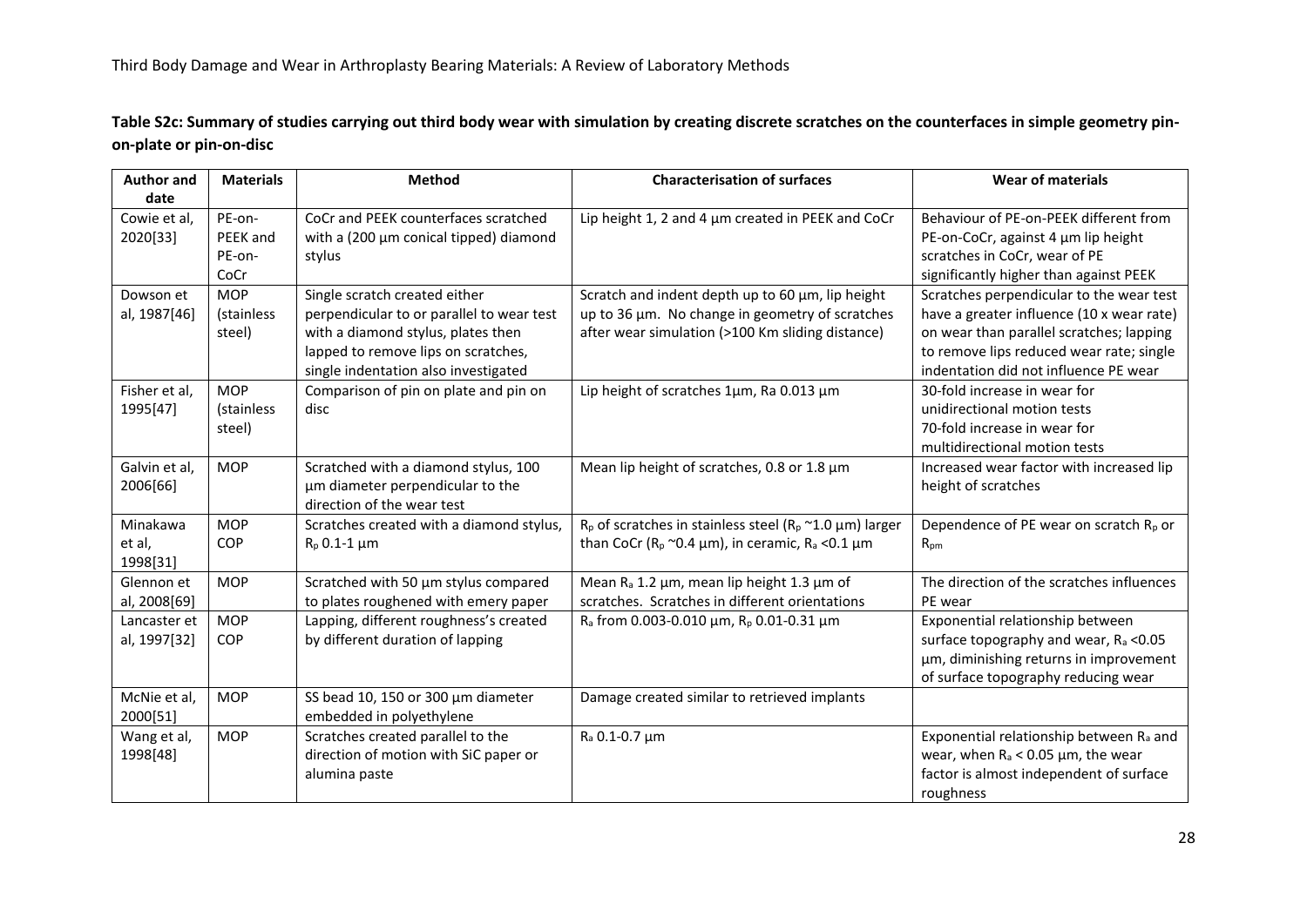**Table S2c: Summary of studies carrying out third body wear with simulation by creating discrete scratches on the counterfaces in simple geometry pin-on-plate or pin-on-disc**

| Author and date | Materials | Method | Characterisation of surfaces | Wear of materials |
|---|---|---|---|---|
| Cowie et al, 2020[33] | PE-on-PEEK and PE-on-CoCr | CoCr and PEEK counterfaces scratched with a (200 µm conical tipped) diamond stylus | Lip height 1, 2 and 4 µm created in PEEK and CoCr | Behaviour of PE-on-PEEK different from PE-on-CoCr, against 4 µm lip height scratches in CoCr, wear of PE significantly higher than against PEEK |
| Dowson et al, 1987[46] | MOP (stainless steel) | Single scratch created either perpendicular to or parallel to wear test with a diamond stylus, plates then lapped to remove lips on scratches, single indentation also investigated | Scratch and indent depth up to 60 µm, lip height up to 36 µm. No change in geometry of scratches after wear simulation (>100 Km sliding distance) | Scratches perpendicular to the wear test have a greater influence (10 x wear rate) on wear than parallel scratches; lapping to remove lips reduced wear rate; single indentation did not influence PE wear |
| Fisher et al, 1995[47] | MOP (stainless steel) | Comparison of pin on plate and pin on disc | Lip height of scratches 1µm, Ra 0.013 µm | 30-fold increase in wear for unidirectional motion tests<br>70-fold increase in wear for multidirectional motion tests |
| Galvin et al, 2006[66] | MOP | Scratched with a diamond stylus, 100 µm diameter perpendicular to the direction of the wear test | Mean lip height of scratches, 0.8 or 1.8 µm | Increased wear factor with increased lip height of scratches |
| Minakawa et al, 1998[31] | MOP<br>COP | Scratches created with a diamond stylus, $R_p$ 0.1-1 µm | $R_p$ of scratches in stainless steel ($R_p$ ~1.0 µm) larger than CoCr ($R_p$ ~0.4 µm), in ceramic, $R_a$ <0.1 µm | Dependence of PE wear on scratch $R_p$ or $R_{pm}$ |
| Glennon et al, 2008[69] | MOP | Scratched with 50 µm stylus compared to plates roughened with emery paper | Mean $R_a$ 1.2 µm, mean lip height 1.3 µm of scratches. Scratches in different orientations | The direction of the scratches influences PE wear |
| Lancaster et al, 1997[32] | MOP<br>COP | Lapping, different roughness's created by different duration of lapping | $R_a$ from 0.003-0.010 µm, $R_p$ 0.01-0.31 µm | Exponential relationship between surface topography and wear, $R_a$ <0.05 µm, diminishing returns in improvement of surface topography reducing wear |
| McNie et al, 2000[51] | MOP | SS bead 10, 150 or 300 µm diameter embedded in polyethylene | Damage created similar to retrieved implants | |
| Wang et al, 1998[48] | MOP | Scratches created parallel to the direction of motion with SiC paper or alumina paste | $R_a$ 0.1-0.7 µm | Exponential relationship between $R_a$ and wear, when $R_a$ < 0.05 µm, the wear factor is almost independent of surface roughness |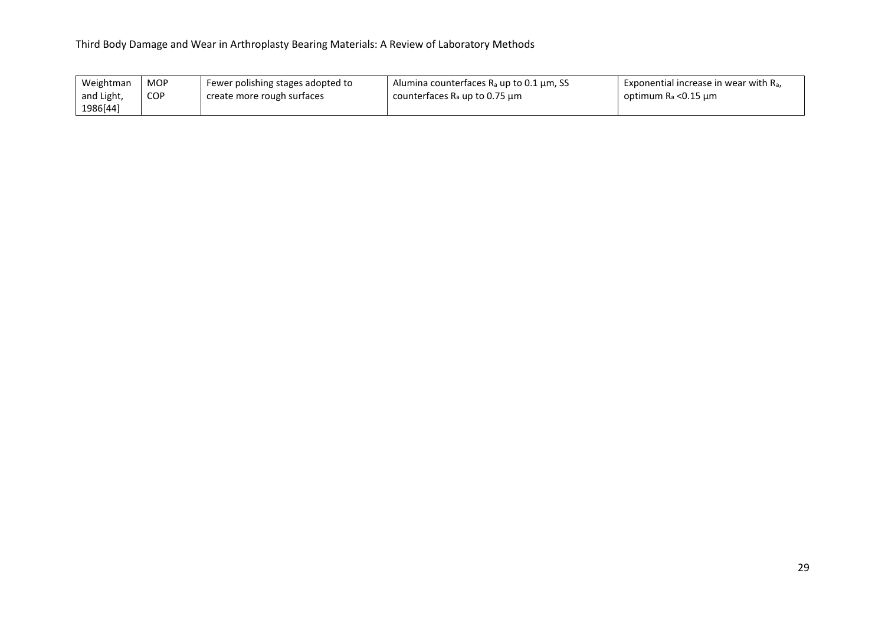| | | | | |
|---|---|---|---|---|
| Weightman and Light, 1986[44] | MOP COP | Fewer polishing stages adopted to create more rough surfaces | Alumina counterfaces $R_a$ up to 0.1 µm, SS counterfaces $R_a$ up to 0.75 µm | Exponential increase in wear with $R_a$, optimum $R_a$ <0.15 µm |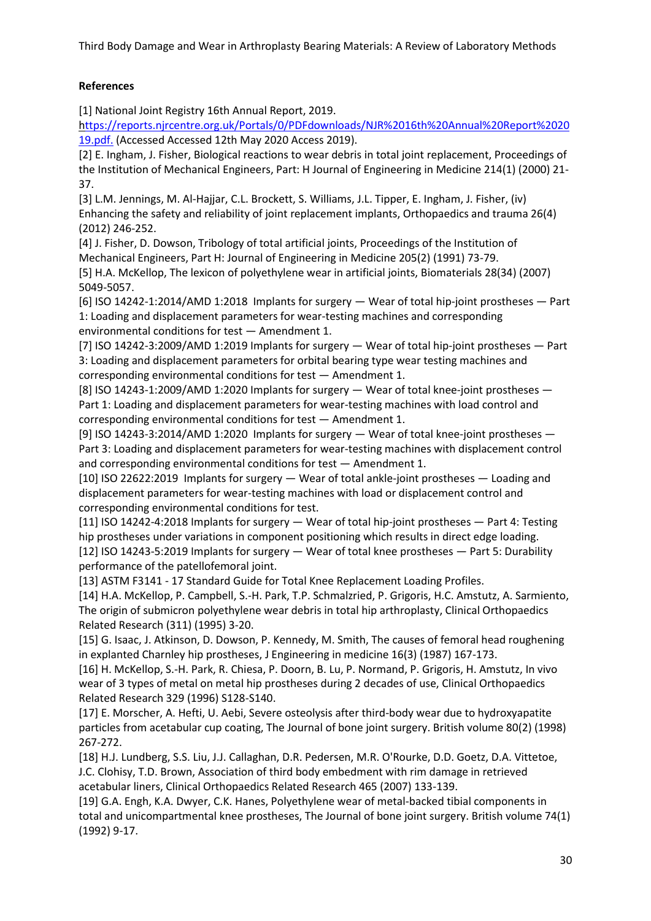**References**

[1] National Joint Registry 16th Annual Report, 2019. https://reports.njrcentre.org.uk/Portals/0/PDFdownloads/NJR%2016th%20Annual%20Report%202019.pdf. (Accessed Accessed 12th May 2020 Access 2019).

[2] E. Ingham, J. Fisher, Biological reactions to wear debris in total joint replacement, Proceedings of the Institution of Mechanical Engineers, Part: H Journal of Engineering in Medicine 214(1) (2000) 21-37.

[3] L.M. Jennings, M. Al-Hajjar, C.L. Brockett, S. Williams, J.L. Tipper, E. Ingham, J. Fisher, (iv) Enhancing the safety and reliability of joint replacement implants, Orthopaedics and trauma 26(4) (2012) 246-252.

[4] J. Fisher, D. Dowson, Tribology of total artificial joints, Proceedings of the Institution of Mechanical Engineers, Part H: Journal of Engineering in Medicine 205(2) (1991) 73-79.

[5] H.A. McKellop, The lexicon of polyethylene wear in artificial joints, Biomaterials 28(34) (2007) 5049-5057.

[6] ISO 14242-1:2014/AMD 1:2018 Implants for surgery — Wear of total hip-joint prostheses — Part 1: Loading and displacement parameters for wear-testing machines and corresponding environmental conditions for test — Amendment 1.

[7] ISO 14242-3:2009/AMD 1:2019 Implants for surgery — Wear of total hip-joint prostheses — Part 3: Loading and displacement parameters for orbital bearing type wear testing machines and corresponding environmental conditions for test — Amendment 1.

[8] ISO 14243-1:2009/AMD 1:2020 Implants for surgery — Wear of total knee-joint prostheses — Part 1: Loading and displacement parameters for wear-testing machines with load control and corresponding environmental conditions for test — Amendment 1.

[9] ISO 14243-3:2014/AMD 1:2020 Implants for surgery — Wear of total knee-joint prostheses — Part 3: Loading and displacement parameters for wear-testing machines with displacement control and corresponding environmental conditions for test — Amendment 1.

[10] ISO 22622:2019 Implants for surgery — Wear of total ankle-joint prostheses — Loading and displacement parameters for wear-testing machines with load or displacement control and corresponding environmental conditions for test.

[11] ISO 14242-4:2018 Implants for surgery — Wear of total hip-joint prostheses — Part 4: Testing hip prostheses under variations in component positioning which results in direct edge loading.

[12] ISO 14243-5:2019 Implants for surgery — Wear of total knee prostheses — Part 5: Durability performance of the patellofemoral joint.

[13] ASTM F3141 - 17 Standard Guide for Total Knee Replacement Loading Profiles.

[14] H.A. McKellop, P. Campbell, S.-H. Park, T.P. Schmalzried, P. Grigoris, H.C. Amstutz, A. Sarmiento, The origin of submicron polyethylene wear debris in total hip arthroplasty, Clinical Orthopaedics Related Research (311) (1995) 3-20.

[15] G. Isaac, J. Atkinson, D. Dowson, P. Kennedy, M. Smith, The causes of femoral head roughening in explanted Charnley hip prostheses, J Engineering in medicine 16(3) (1987) 167-173.

[16] H. McKellop, S.-H. Park, R. Chiesa, P. Doorn, B. Lu, P. Normand, P. Grigoris, H. Amstutz, In vivo wear of 3 types of metal on metal hip prostheses during 2 decades of use, Clinical Orthopaedics Related Research 329 (1996) S128-S140.

[17] E. Morscher, A. Hefti, U. Aebi, Severe osteolysis after third-body wear due to hydroxyapatite particles from acetabular cup coating, The Journal of bone joint surgery. British volume 80(2) (1998) 267-272.

[18] H.J. Lundberg, S.S. Liu, J.J. Callaghan, D.R. Pedersen, M.R. O'Rourke, D.D. Goetz, D.A. Vittetoe, J.C. Clohisy, T.D. Brown, Association of third body embedment with rim damage in retrieved acetabular liners, Clinical Orthopaedics Related Research 465 (2007) 133-139.

[19] G.A. Engh, K.A. Dwyer, C.K. Hanes, Polyethylene wear of metal-backed tibial components in total and unicompartmental knee prostheses, The Journal of bone joint surgery. British volume 74(1) (1992) 9-17.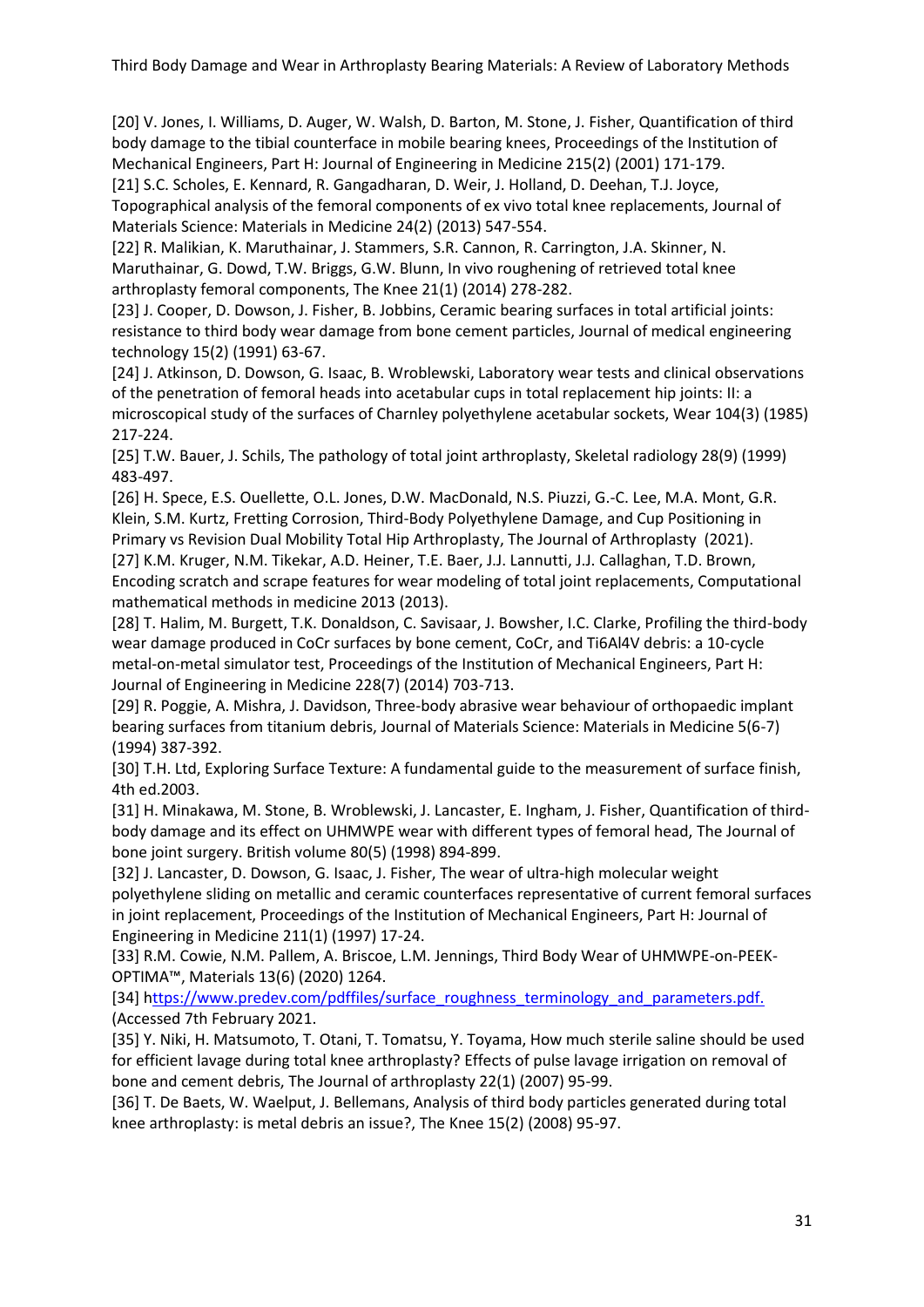[20] V. Jones, I. Williams, D. Auger, W. Walsh, D. Barton, M. Stone, J. Fisher, Quantification of third body damage to the tibial counterface in mobile bearing knees, Proceedings of the Institution of Mechanical Engineers, Part H: Journal of Engineering in Medicine 215(2) (2001) 171-179.

[21] S.C. Scholes, E. Kennard, R. Gangadharan, D. Weir, J. Holland, D. Deehan, T.J. Joyce, Topographical analysis of the femoral components of ex vivo total knee replacements, Journal of Materials Science: Materials in Medicine 24(2) (2013) 547-554.

[22] R. Malikian, K. Maruthainar, J. Stammers, S.R. Cannon, R. Carrington, J.A. Skinner, N. Maruthainar, G. Dowd, T.W. Briggs, G.W. Blunn, In vivo roughening of retrieved total knee arthroplasty femoral components, The Knee 21(1) (2014) 278-282.

[23] J. Cooper, D. Dowson, J. Fisher, B. Jobbins, Ceramic bearing surfaces in total artificial joints: resistance to third body wear damage from bone cement particles, Journal of medical engineering technology 15(2) (1991) 63-67.

[24] J. Atkinson, D. Dowson, G. Isaac, B. Wroblewski, Laboratory wear tests and clinical observations of the penetration of femoral heads into acetabular cups in total replacement hip joints: II: a microscopical study of the surfaces of Charnley polyethylene acetabular sockets, Wear 104(3) (1985) 217-224.

[25] T.W. Bauer, J. Schils, The pathology of total joint arthroplasty, Skeletal radiology 28(9) (1999) 483-497.

[26] H. Spece, E.S. Ouellette, O.L. Jones, D.W. MacDonald, N.S. Piuzzi, G.-C. Lee, M.A. Mont, G.R. Klein, S.M. Kurtz, Fretting Corrosion, Third-Body Polyethylene Damage, and Cup Positioning in Primary vs Revision Dual Mobility Total Hip Arthroplasty, The Journal of Arthroplasty (2021).

[27] K.M. Kruger, N.M. Tikekar, A.D. Heiner, T.E. Baer, J.J. Lannutti, J.J. Callaghan, T.D. Brown, Encoding scratch and scrape features for wear modeling of total joint replacements, Computational mathematical methods in medicine 2013 (2013).

[28] T. Halim, M. Burgett, T.K. Donaldson, C. Savisaar, J. Bowsher, I.C. Clarke, Profiling the third-body wear damage produced in CoCr surfaces by bone cement, CoCr, and Ti6Al4V debris: a 10-cycle metal-on-metal simulator test, Proceedings of the Institution of Mechanical Engineers, Part H: Journal of Engineering in Medicine 228(7) (2014) 703-713.

[29] R. Poggie, A. Mishra, J. Davidson, Three-body abrasive wear behaviour of orthopaedic implant bearing surfaces from titanium debris, Journal of Materials Science: Materials in Medicine 5(6-7) (1994) 387-392.

[30] T.H. Ltd, Exploring Surface Texture: A fundamental guide to the measurement of surface finish, 4th ed.2003.

[31] H. Minakawa, M. Stone, B. Wroblewski, J. Lancaster, E. Ingham, J. Fisher, Quantification of third-body damage and its effect on UHMWPE wear with different types of femoral head, The Journal of bone joint surgery. British volume 80(5) (1998) 894-899.

[32] J. Lancaster, D. Dowson, G. Isaac, J. Fisher, The wear of ultra-high molecular weight polyethylene sliding on metallic and ceramic counterfaces representative of current femoral surfaces in joint replacement, Proceedings of the Institution of Mechanical Engineers, Part H: Journal of Engineering in Medicine 211(1) (1997) 17-24.

[33] R.M. Cowie, N.M. Pallem, A. Briscoe, L.M. Jennings, Third Body Wear of UHMWPE-on-PEEK-OPTIMA™, Materials 13(6) (2020) 1264.

[34] https://www.predev.com/pdffiles/surface_roughness_terminology_and_parameters.pdf. (Accessed 7th February 2021.

[35] Y. Niki, H. Matsumoto, T. Otani, T. Tomatsu, Y. Toyama, How much sterile saline should be used for efficient lavage during total knee arthroplasty? Effects of pulse lavage irrigation on removal of bone and cement debris, The Journal of arthroplasty 22(1) (2007) 95-99.

[36] T. De Baets, W. Waelput, J. Bellemans, Analysis of third body particles generated during total knee arthroplasty: is metal debris an issue?, The Knee 15(2) (2008) 95-97.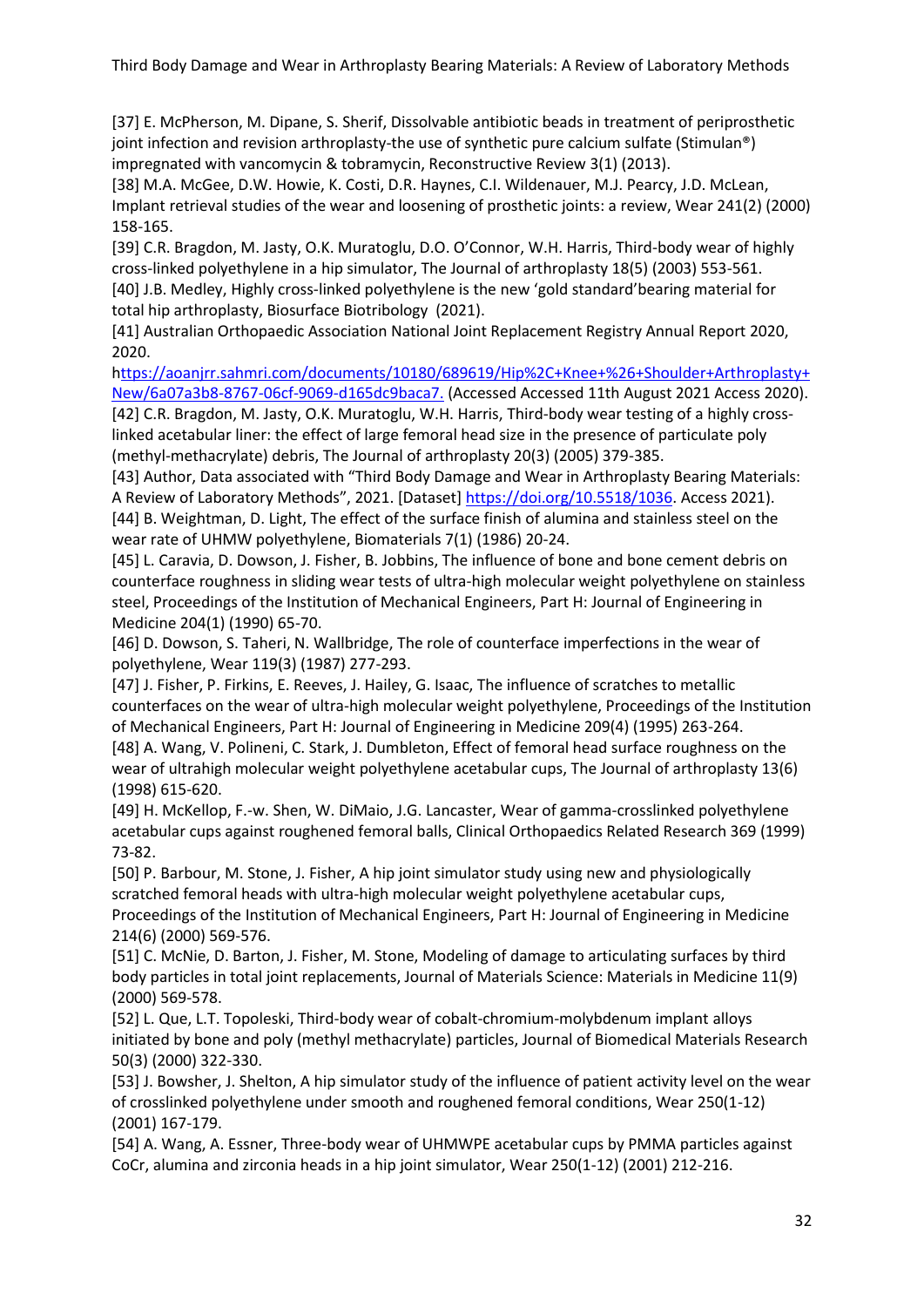[37] E. McPherson, M. Dipane, S. Sherif, Dissolvable antibiotic beads in treatment of periprosthetic joint infection and revision arthroplasty-the use of synthetic pure calcium sulfate (Stimulan®) impregnated with vancomycin & tobramycin, Reconstructive Review 3(1) (2013).

[38] M.A. McGee, D.W. Howie, K. Costi, D.R. Haynes, C.I. Wildenauer, M.J. Pearcy, J.D. McLean, Implant retrieval studies of the wear and loosening of prosthetic joints: a review, Wear 241(2) (2000) 158-165.

[39] C.R. Bragdon, M. Jasty, O.K. Muratoglu, D.O. O'Connor, W.H. Harris, Third-body wear of highly cross-linked polyethylene in a hip simulator, The Journal of arthroplasty 18(5) (2003) 553-561.

[40] J.B. Medley, Highly cross-linked polyethylene is the new 'gold standard'bearing material for total hip arthroplasty, Biosurface Biotribology (2021).

[41] Australian Orthopaedic Association National Joint Replacement Registry Annual Report 2020, 2020. https://aoanjrr.sahmri.com/documents/10180/689619/Hip%2C+Knee+%26+Shoulder+Arthroplasty+New/6a07a3b8-8767-06cf-9069-d165dc9baca7. (Accessed Accessed 11th August 2021 Access 2020).

[42] C.R. Bragdon, M. Jasty, O.K. Muratoglu, W.H. Harris, Third-body wear testing of a highly cross-linked acetabular liner: the effect of large femoral head size in the presence of particulate poly (methyl-methacrylate) debris, The Journal of arthroplasty 20(3) (2005) 379-385.

[43] Author, Data associated with "Third Body Damage and Wear in Arthroplasty Bearing Materials: A Review of Laboratory Methods", 2021. [Dataset] https://doi.org/10.5518/1036. Access 2021).

[44] B. Weightman, D. Light, The effect of the surface finish of alumina and stainless steel on the wear rate of UHMW polyethylene, Biomaterials 7(1) (1986) 20-24.

[45] L. Caravia, D. Dowson, J. Fisher, B. Jobbins, The influence of bone and bone cement debris on counterface roughness in sliding wear tests of ultra-high molecular weight polyethylene on stainless steel, Proceedings of the Institution of Mechanical Engineers, Part H: Journal of Engineering in Medicine 204(1) (1990) 65-70.

[46] D. Dowson, S. Taheri, N. Wallbridge, The role of counterface imperfections in the wear of polyethylene, Wear 119(3) (1987) 277-293.

[47] J. Fisher, P. Firkins, E. Reeves, J. Hailey, G. Isaac, The influence of scratches to metallic counterfaces on the wear of ultra-high molecular weight polyethylene, Proceedings of the Institution of Mechanical Engineers, Part H: Journal of Engineering in Medicine 209(4) (1995) 263-264.

[48] A. Wang, V. Polineni, C. Stark, J. Dumbleton, Effect of femoral head surface roughness on the wear of ultrahigh molecular weight polyethylene acetabular cups, The Journal of arthroplasty 13(6) (1998) 615-620.

[49] H. McKellop, F.-w. Shen, W. DiMaio, J.G. Lancaster, Wear of gamma-crosslinked polyethylene acetabular cups against roughened femoral balls, Clinical Orthopaedics Related Research 369 (1999) 73-82.

[50] P. Barbour, M. Stone, J. Fisher, A hip joint simulator study using new and physiologically scratched femoral heads with ultra-high molecular weight polyethylene acetabular cups, Proceedings of the Institution of Mechanical Engineers, Part H: Journal of Engineering in Medicine 214(6) (2000) 569-576.

[51] C. McNie, D. Barton, J. Fisher, M. Stone, Modeling of damage to articulating surfaces by third body particles in total joint replacements, Journal of Materials Science: Materials in Medicine 11(9) (2000) 569-578.

[52] L. Que, L.T. Topoleski, Third-body wear of cobalt-chromium-molybdenum implant alloys initiated by bone and poly (methyl methacrylate) particles, Journal of Biomedical Materials Research 50(3) (2000) 322-330.

[53] J. Bowsher, J. Shelton, A hip simulator study of the influence of patient activity level on the wear of crosslinked polyethylene under smooth and roughened femoral conditions, Wear 250(1-12) (2001) 167-179.

[54] A. Wang, A. Essner, Three-body wear of UHMWPE acetabular cups by PMMA particles against CoCr, alumina and zirconia heads in a hip joint simulator, Wear 250(1-12) (2001) 212-216.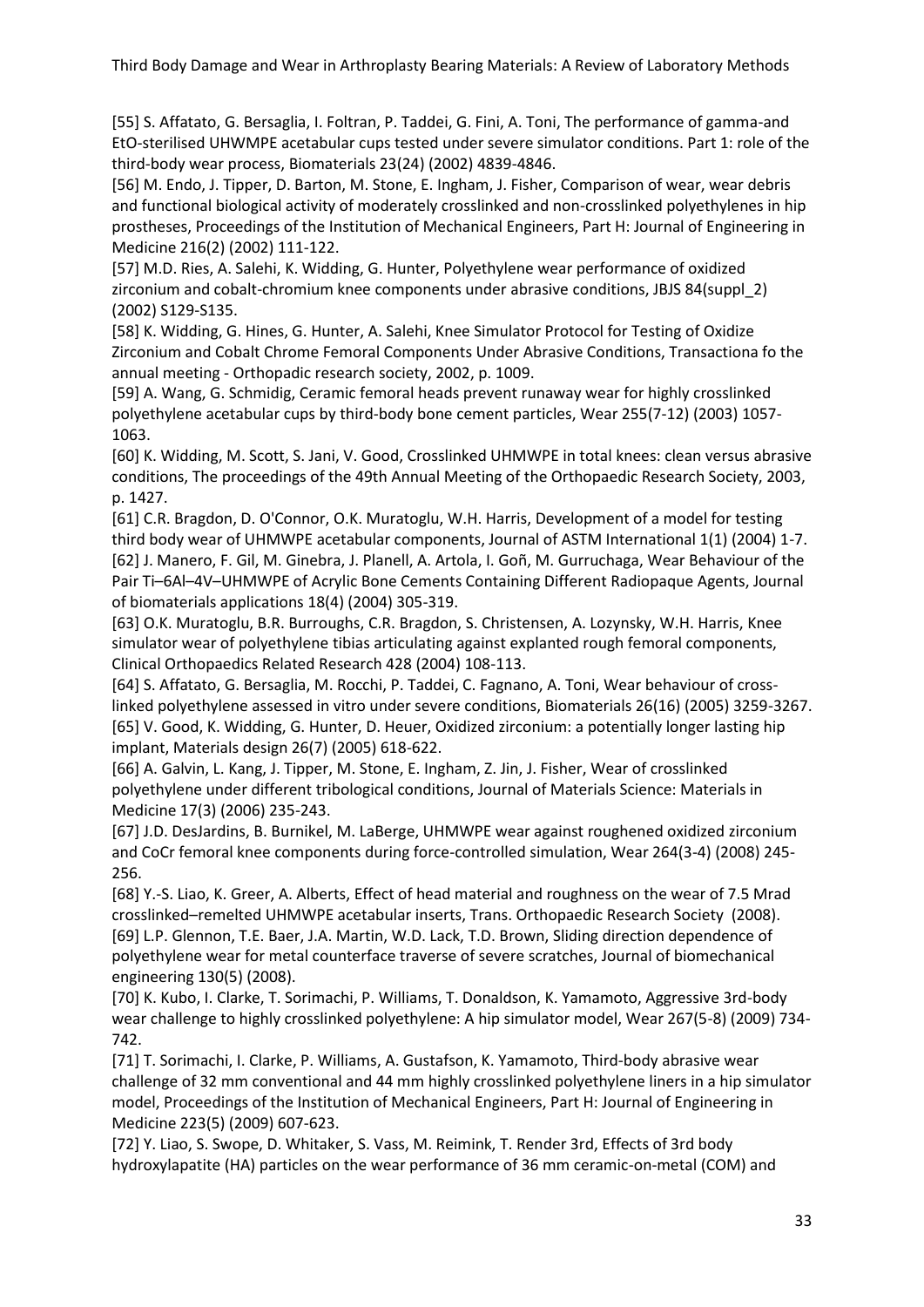[55] S. Affatato, G. Bersaglia, I. Foltran, P. Taddei, G. Fini, A. Toni, The performance of gamma-and EtO-sterilised UHWMPE acetabular cups tested under severe simulator conditions. Part 1: role of the third-body wear process, Biomaterials 23(24) (2002) 4839-4846.

[56] M. Endo, J. Tipper, D. Barton, M. Stone, E. Ingham, J. Fisher, Comparison of wear, wear debris and functional biological activity of moderately crosslinked and non-crosslinked polyethylenes in hip prostheses, Proceedings of the Institution of Mechanical Engineers, Part H: Journal of Engineering in Medicine 216(2) (2002) 111-122.

[57] M.D. Ries, A. Salehi, K. Widding, G. Hunter, Polyethylene wear performance of oxidized zirconium and cobalt-chromium knee components under abrasive conditions, JBJS 84(suppl_2) (2002) S129-S135.

[58] K. Widding, G. Hines, G. Hunter, A. Salehi, Knee Simulator Protocol for Testing of Oxidize Zirconium and Cobalt Chrome Femoral Components Under Abrasive Conditions, Transactiona fo the annual meeting - Orthopadic research society, 2002, p. 1009.

[59] A. Wang, G. Schmidig, Ceramic femoral heads prevent runaway wear for highly crosslinked polyethylene acetabular cups by third-body bone cement particles, Wear 255(7-12) (2003) 1057-1063.

[60] K. Widding, M. Scott, S. Jani, V. Good, Crosslinked UHMWPE in total knees: clean versus abrasive conditions, The proceedings of the 49th Annual Meeting of the Orthopaedic Research Society, 2003, p. 1427.

[61] C.R. Bragdon, D. O'Connor, O.K. Muratoglu, W.H. Harris, Development of a model for testing third body wear of UHMWPE acetabular components, Journal of ASTM International 1(1) (2004) 1-7.

[62] J. Manero, F. Gil, M. Ginebra, J. Planell, A. Artola, I. Goñ, M. Gurruchaga, Wear Behaviour of the Pair Ti–6Al–4V–UHMWPE of Acrylic Bone Cements Containing Different Radiopaque Agents, Journal of biomaterials applications 18(4) (2004) 305-319.

[63] O.K. Muratoglu, B.R. Burroughs, C.R. Bragdon, S. Christensen, A. Lozynsky, W.H. Harris, Knee simulator wear of polyethylene tibias articulating against explanted rough femoral components, Clinical Orthopaedics Related Research 428 (2004) 108-113.

[64] S. Affatato, G. Bersaglia, M. Rocchi, P. Taddei, C. Fagnano, A. Toni, Wear behaviour of cross-linked polyethylene assessed in vitro under severe conditions, Biomaterials 26(16) (2005) 3259-3267.

[65] V. Good, K. Widding, G. Hunter, D. Heuer, Oxidized zirconium: a potentially longer lasting hip implant, Materials design 26(7) (2005) 618-622.

[66] A. Galvin, L. Kang, J. Tipper, M. Stone, E. Ingham, Z. Jin, J. Fisher, Wear of crosslinked polyethylene under different tribological conditions, Journal of Materials Science: Materials in Medicine 17(3) (2006) 235-243.

[67] J.D. DesJardins, B. Burnikel, M. LaBerge, UHMWPE wear against roughened oxidized zirconium and CoCr femoral knee components during force-controlled simulation, Wear 264(3-4) (2008) 245-256.

[68] Y.-S. Liao, K. Greer, A. Alberts, Effect of head material and roughness on the wear of 7.5 Mrad crosslinked–remelted UHMWPE acetabular inserts, Trans. Orthopaedic Research Society (2008).

[69] L.P. Glennon, T.E. Baer, J.A. Martin, W.D. Lack, T.D. Brown, Sliding direction dependence of polyethylene wear for metal counterface traverse of severe scratches, Journal of biomechanical engineering 130(5) (2008).

[70] K. Kubo, I. Clarke, T. Sorimachi, P. Williams, T. Donaldson, K. Yamamoto, Aggressive 3rd-body wear challenge to highly crosslinked polyethylene: A hip simulator model, Wear 267(5-8) (2009) 734-742.

[71] T. Sorimachi, I. Clarke, P. Williams, A. Gustafson, K. Yamamoto, Third-body abrasive wear challenge of 32 mm conventional and 44 mm highly crosslinked polyethylene liners in a hip simulator model, Proceedings of the Institution of Mechanical Engineers, Part H: Journal of Engineering in Medicine 223(5) (2009) 607-623.

[72] Y. Liao, S. Swope, D. Whitaker, S. Vass, M. Reimink, T. Render 3rd, Effects of 3rd body hydroxylapatite (HA) particles on the wear performance of 36 mm ceramic-on-metal (COM) and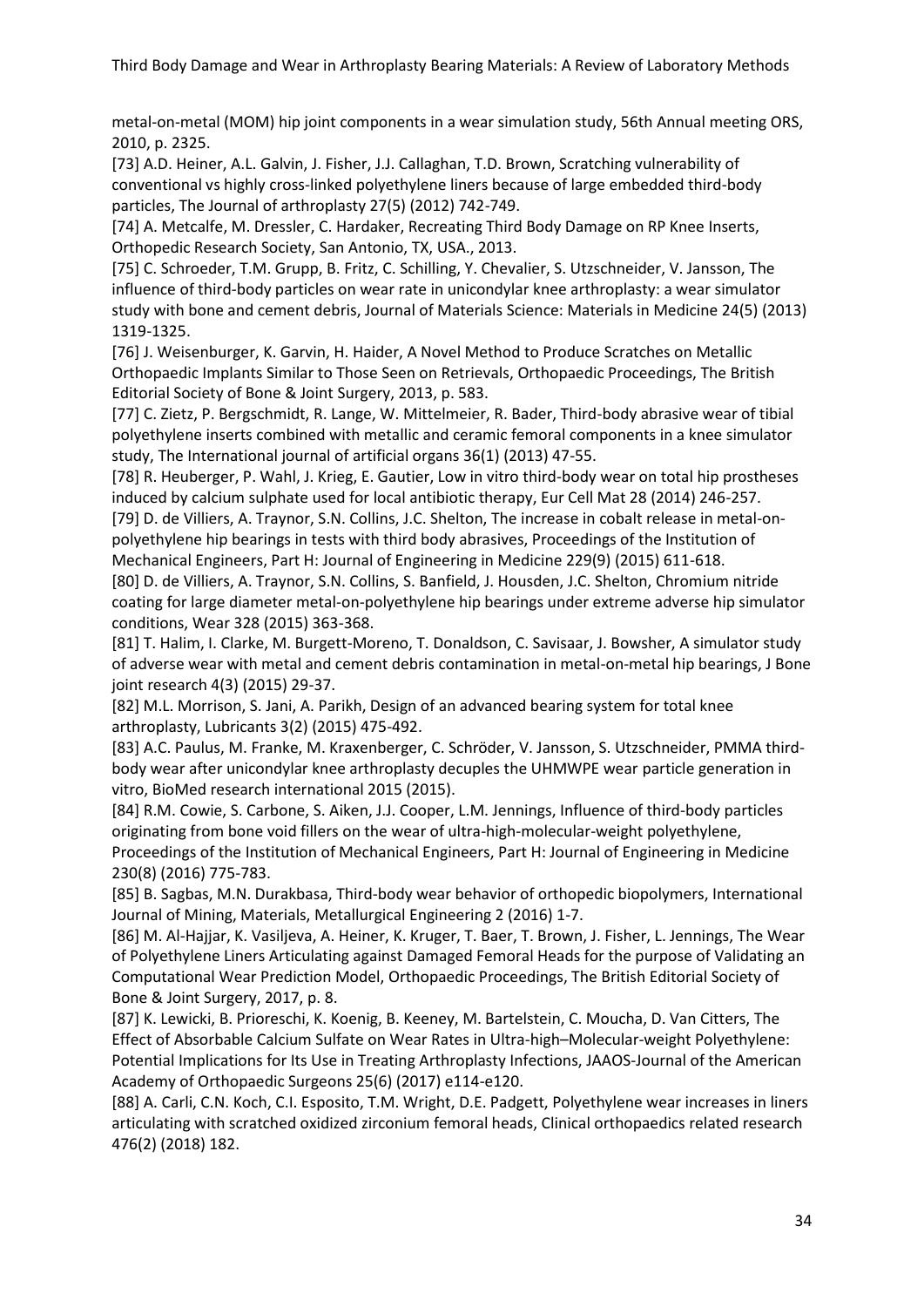metal-on-metal (MOM) hip joint components in a wear simulation study, 56th Annual meeting ORS, 2010, p. 2325.

[73] A.D. Heiner, A.L. Galvin, J. Fisher, J.J. Callaghan, T.D. Brown, Scratching vulnerability of conventional vs highly cross-linked polyethylene liners because of large embedded third-body particles, The Journal of arthroplasty 27(5) (2012) 742-749.

[74] A. Metcalfe, M. Dressler, C. Hardaker, Recreating Third Body Damage on RP Knee Inserts, Orthopedic Research Society, San Antonio, TX, USA., 2013.

[75] C. Schroeder, T.M. Grupp, B. Fritz, C. Schilling, Y. Chevalier, S. Utzschneider, V. Jansson, The influence of third-body particles on wear rate in unicondylar knee arthroplasty: a wear simulator study with bone and cement debris, Journal of Materials Science: Materials in Medicine 24(5) (2013) 1319-1325.

[76] J. Weisenburger, K. Garvin, H. Haider, A Novel Method to Produce Scratches on Metallic Orthopaedic Implants Similar to Those Seen on Retrievals, Orthopaedic Proceedings, The British Editorial Society of Bone & Joint Surgery, 2013, p. 583.

[77] C. Zietz, P. Bergschmidt, R. Lange, W. Mittelmeier, R. Bader, Third-body abrasive wear of tibial polyethylene inserts combined with metallic and ceramic femoral components in a knee simulator study, The International journal of artificial organs 36(1) (2013) 47-55.

[78] R. Heuberger, P. Wahl, J. Krieg, E. Gautier, Low in vitro third-body wear on total hip prostheses induced by calcium sulphate used for local antibiotic therapy, Eur Cell Mat 28 (2014) 246-257.

[79] D. de Villiers, A. Traynor, S.N. Collins, J.C. Shelton, The increase in cobalt release in metal-on-polyethylene hip bearings in tests with third body abrasives, Proceedings of the Institution of Mechanical Engineers, Part H: Journal of Engineering in Medicine 229(9) (2015) 611-618.

[80] D. de Villiers, A. Traynor, S.N. Collins, S. Banfield, J. Housden, J.C. Shelton, Chromium nitride coating for large diameter metal-on-polyethylene hip bearings under extreme adverse hip simulator conditions, Wear 328 (2015) 363-368.

[81] T. Halim, I. Clarke, M. Burgett-Moreno, T. Donaldson, C. Savisaar, J. Bowsher, A simulator study of adverse wear with metal and cement debris contamination in metal-on-metal hip bearings, J Bone joint research 4(3) (2015) 29-37.

[82] M.L. Morrison, S. Jani, A. Parikh, Design of an advanced bearing system for total knee arthroplasty, Lubricants 3(2) (2015) 475-492.

[83] A.C. Paulus, M. Franke, M. Kraxenberger, C. Schröder, V. Jansson, S. Utzschneider, PMMA third-body wear after unicondylar knee arthroplasty decuples the UHMWPE wear particle generation in vitro, BioMed research international 2015 (2015).

[84] R.M. Cowie, S. Carbone, S. Aiken, J.J. Cooper, L.M. Jennings, Influence of third-body particles originating from bone void fillers on the wear of ultra-high-molecular-weight polyethylene, Proceedings of the Institution of Mechanical Engineers, Part H: Journal of Engineering in Medicine 230(8) (2016) 775-783.

[85] B. Sagbas, M.N. Durakbasa, Third-body wear behavior of orthopedic biopolymers, International Journal of Mining, Materials, Metallurgical Engineering 2 (2016) 1-7.

[86] M. Al-Hajjar, K. Vasiljeva, A. Heiner, K. Kruger, T. Baer, T. Brown, J. Fisher, L. Jennings, The Wear of Polyethylene Liners Articulating against Damaged Femoral Heads for the purpose of Validating an Computational Wear Prediction Model, Orthopaedic Proceedings, The British Editorial Society of Bone & Joint Surgery, 2017, p. 8.

[87] K. Lewicki, B. Prioreschi, K. Koenig, B. Keeney, M. Bartelstein, C. Moucha, D. Van Citters, The Effect of Absorbable Calcium Sulfate on Wear Rates in Ultra-high–Molecular-weight Polyethylene: Potential Implications for Its Use in Treating Arthroplasty Infections, JAAOS-Journal of the American Academy of Orthopaedic Surgeons 25(6) (2017) e114-e120.

[88] A. Carli, C.N. Koch, C.I. Esposito, T.M. Wright, D.E. Padgett, Polyethylene wear increases in liners articulating with scratched oxidized zirconium femoral heads, Clinical orthopaedics related research 476(2) (2018) 182.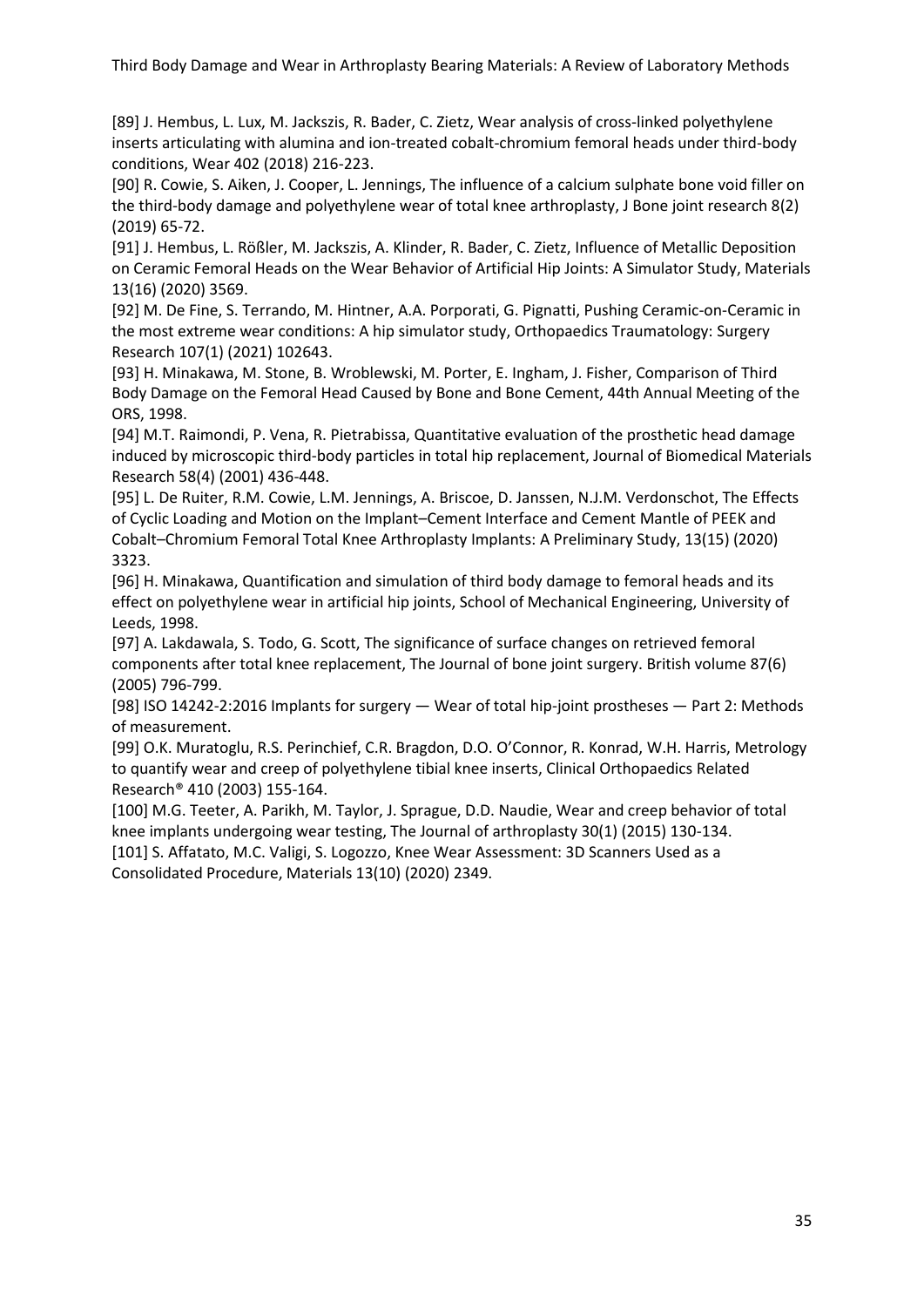[89] J. Hembus, L. Lux, M. Jackszis, R. Bader, C. Zietz, Wear analysis of cross-linked polyethylene inserts articulating with alumina and ion-treated cobalt-chromium femoral heads under third-body conditions, Wear 402 (2018) 216-223.

[90] R. Cowie, S. Aiken, J. Cooper, L. Jennings, The influence of a calcium sulphate bone void filler on the third-body damage and polyethylene wear of total knee arthroplasty, J Bone joint research 8(2) (2019) 65-72.

[91] J. Hembus, L. Rößler, M. Jackszis, A. Klinder, R. Bader, C. Zietz, Influence of Metallic Deposition on Ceramic Femoral Heads on the Wear Behavior of Artificial Hip Joints: A Simulator Study, Materials 13(16) (2020) 3569.

[92] M. De Fine, S. Terrando, M. Hintner, A.A. Porporati, G. Pignatti, Pushing Ceramic-on-Ceramic in the most extreme wear conditions: A hip simulator study, Orthopaedics Traumatology: Surgery Research 107(1) (2021) 102643.

[93] H. Minakawa, M. Stone, B. Wroblewski, M. Porter, E. Ingham, J. Fisher, Comparison of Third Body Damage on the Femoral Head Caused by Bone and Bone Cement, 44th Annual Meeting of the ORS, 1998.

[94] M.T. Raimondi, P. Vena, R. Pietrabissa, Quantitative evaluation of the prosthetic head damage induced by microscopic third-body particles in total hip replacement, Journal of Biomedical Materials Research 58(4) (2001) 436-448.

[95] L. De Ruiter, R.M. Cowie, L.M. Jennings, A. Briscoe, D. Janssen, N.J.M. Verdonschot, The Effects of Cyclic Loading and Motion on the Implant–Cement Interface and Cement Mantle of PEEK and Cobalt–Chromium Femoral Total Knee Arthroplasty Implants: A Preliminary Study, 13(15) (2020) 3323.

[96] H. Minakawa, Quantification and simulation of third body damage to femoral heads and its effect on polyethylene wear in artificial hip joints, School of Mechanical Engineering, University of Leeds, 1998.

[97] A. Lakdawala, S. Todo, G. Scott, The significance of surface changes on retrieved femoral components after total knee replacement, The Journal of bone joint surgery. British volume 87(6) (2005) 796-799.

[98] ISO 14242-2:2016 Implants for surgery — Wear of total hip-joint prostheses — Part 2: Methods of measurement.

[99] O.K. Muratoglu, R.S. Perinchief, C.R. Bragdon, D.O. O'Connor, R. Konrad, W.H. Harris, Metrology to quantify wear and creep of polyethylene tibial knee inserts, Clinical Orthopaedics Related Research® 410 (2003) 155-164.

[100] M.G. Teeter, A. Parikh, M. Taylor, J. Sprague, D.D. Naudie, Wear and creep behavior of total knee implants undergoing wear testing, The Journal of arthroplasty 30(1) (2015) 130-134.

[101] S. Affatato, M.C. Valigi, S. Logozzo, Knee Wear Assessment: 3D Scanners Used as a Consolidated Procedure, Materials 13(10) (2020) 2349.